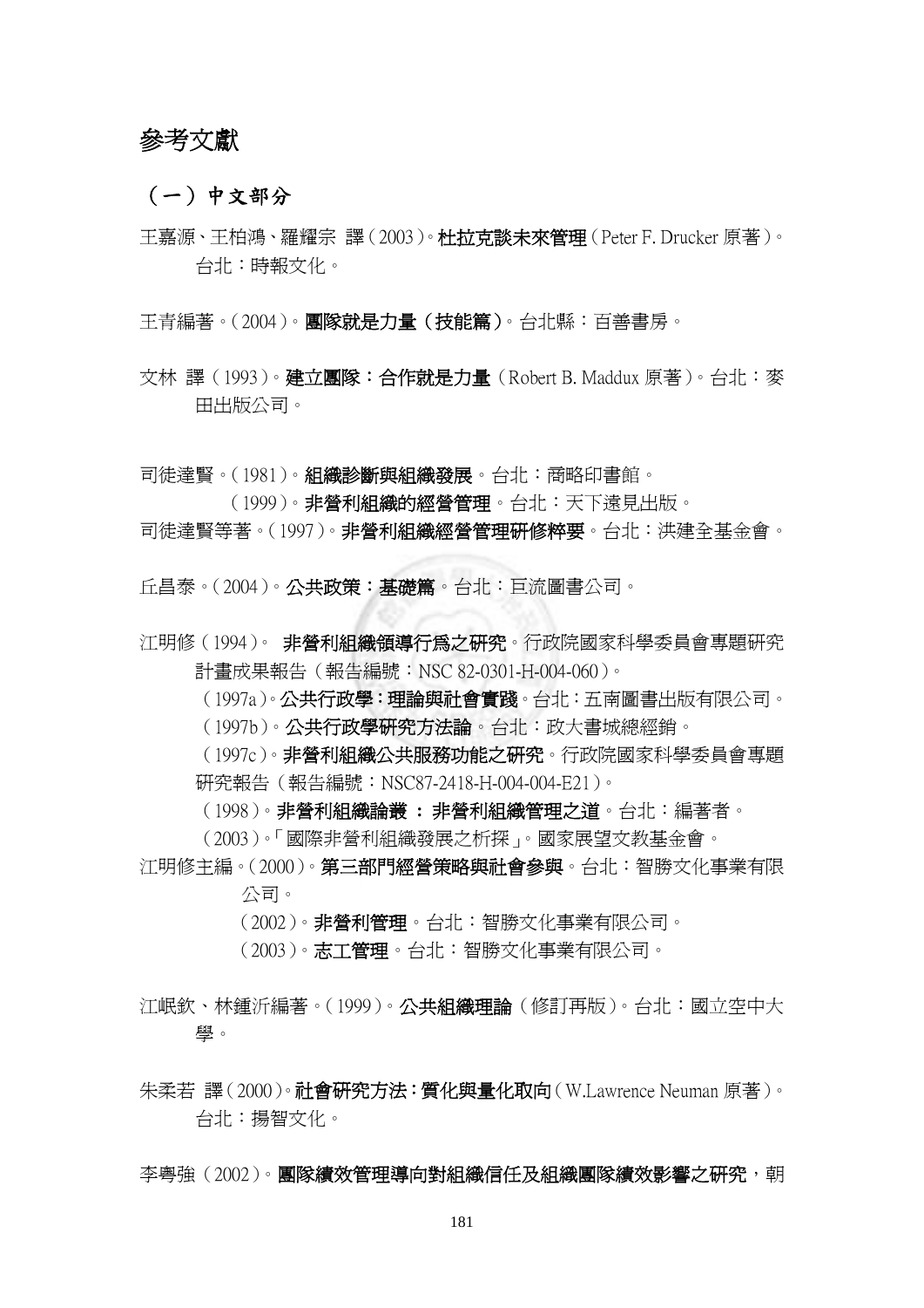# 參考文獻

## （一）中文部分

王嘉源、王柏鴻、羅耀宗 譯（2003）。**杜拉克談未來管理**（Peter F. Drucker 原著）。台北：時報文化。

王青編著。（2004）。**團隊就是力量（技能篇）**。台北縣：百善書房。

文林 譯（1993）。**建立團隊：合作就是力量**（Robert B. Maddux 原著）。台北：麥田出版公司。

司徒達賢。（1981）。**組織診斷與組織發展**。台北：商略印書館。

（1999）。**非營利組織的經營管理**。台北：天下遠見出版。

司徒達賢等著。（1997）。**非營利組織經營管理研修粹要**。台北：洪建全基金會。

丘昌泰。（2004）。**公共政策：基礎篇**。台北：巨流圖書公司。

江明修（1994）。**非營利組織領導行為之研究**。行政院國家科學委員會專題研究計畫成果報告（報告編號：NSC 82-0301-H-004-060）。

（1997a）。**公共行政學：理論與社會實踐**。台北：五南圖書出版有限公司。

（1997b）。**公共行政學研究方法論**。台北：政大書城總經銷。

（1997c）。**非營利組織公共服務功能之研究**。行政院國家科學委員會專題研究報告（報告編號：NSC87-2418-H-004-004-E21）。

（1998）。**非營利組織論叢 ： 非營利組織管理之道**。台北：編著者。

（2003）。「國際非營利組織發展之析探」。國家展望文教基金會。

江明修主編。（2000）。**第三部門經營策略與社會參與**。台北：智勝文化事業有限公司。

（2002）。**非營利管理**。台北：智勝文化事業有限公司。

（2003）。**志工管理**。台北：智勝文化事業有限公司。

江岷欽、林鍾沂編著。（1999）。**公共組織理論**（修訂再版）。台北：國立空中大學。

朱柔若 譯（2000）。**社會研究方法：質化與量化取向**（W.Lawrence Neuman 原著）。台北：揚智文化。

李粵強（2002）。**團隊績效管理導向對組織信任及組織團隊績效影響之研究**，朝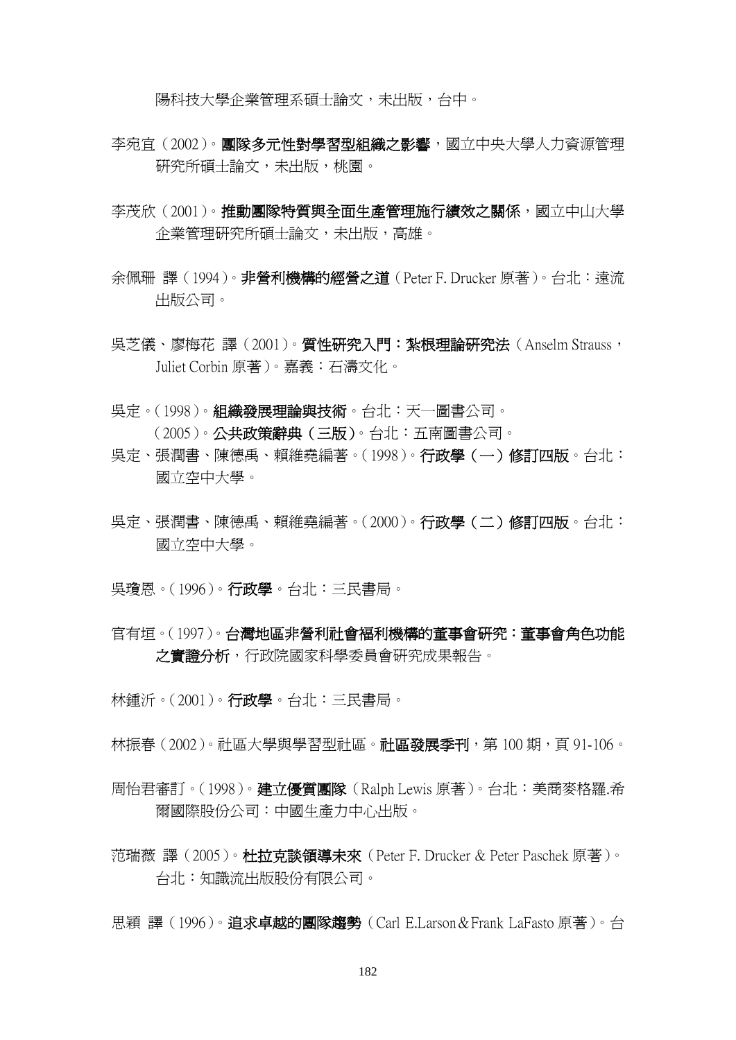陽科技大學企業管理系碩士論文，未出版，台中。

李宛宜（2002）。**團隊多元性對學習型組織之影響**，國立中央大學人力資源管理研究所碩士論文，未出版，桃園。

李茂欣（2001）。**推動團隊特質與全面生產管理施行績效之關係**，國立中山大學企業管理研究所碩士論文，未出版，高雄。

余佩珊 譯（1994）。**非營利機構的經營之道**（Peter F. Drucker 原著）。台北：遠流出版公司。

吳芝儀、廖梅花 譯（2001）。**質性研究入門：紮根理論研究法**（Anselm Strauss，Juliet Corbin 原著）。嘉義：石濤文化。

吳定。（1998）。**組織發展理論與技術**。台北：天一圖書公司。

（2005）。**公共政策辭典（三版）**。台北：五南圖書公司。

吳定、張潤書、陳德禹、賴維堯編著。（1998）。**行政學（一）修訂四版**。台北：國立空中大學。

吳定、張潤書、陳德禹、賴維堯編著。（2000）。**行政學（二）修訂四版**。台北：國立空中大學。

吳瓊恩。（1996）。**行政學**。台北：三民書局。

官有垣。（1997）。**台灣地區非營利社會福利機構的董事會研究：董事會角色功能之實證分析**，行政院國家科學委員會研究成果報告。

林鍾沂。（2001）。**行政學**。台北：三民書局。

林振春（2002）。社區大學與學習型社區。**社區發展季刊**，第 100 期，頁 91-106。

周怡君審訂。（1998）。**建立優質團隊**（Ralph Lewis 原著）。台北：美商麥格羅.希爾國際股份公司：中國生產力中心出版。

范瑞薇 譯（2005）。**杜拉克談領導未來**（Peter F. Drucker & Peter Paschek 原著）。台北：知識流出版股份有限公司。

思穎 譯（1996）。**追求卓越的團隊趨勢**（Carl E.Larson＆Frank LaFasto 原著）。台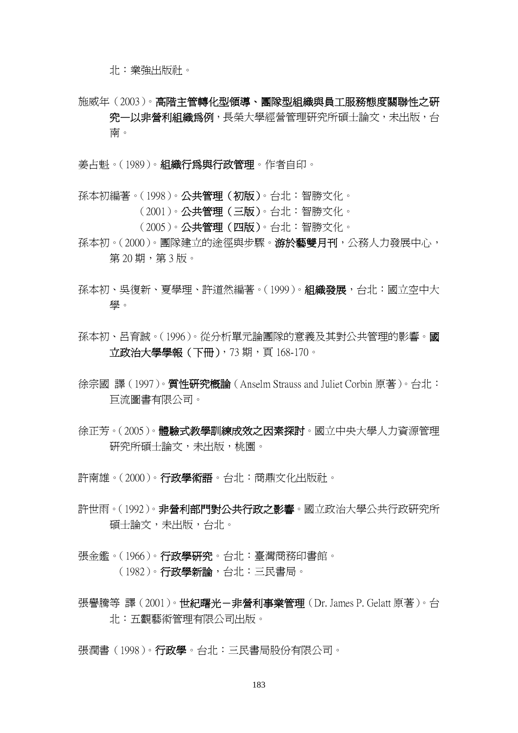北：業強出版社。

施威年（2003）。**高階主管轉化型領導、團隊型組織與員工服務態度關聯性之研究—以非營利組織為例**，長榮大學經營管理研究所碩士論文，未出版，台南。

姜占魁。(1989)。**組織行為與行政管理**。作者自印。

孫本初編著。(1998)。**公共管理（初版）**。台北：智勝文化。

(2001)。**公共管理（三版）**。台北：智勝文化。

(2005)。**公共管理（四版）**。台北：智勝文化。

孫本初。(2000)。團隊建立的途徑與步驟。**游於藝雙月刊**，公務人力發展中心，第 20 期，第 3 版。

孫本初、吳復新、夏學理、許道然編著。(1999)。**組織發展**，台北：國立空中大學。

孫本初、呂育誠。(1996)。從分析單元論團隊的意義及其對公共管理的影響。**國立政治大學學報（下冊）**，73 期，頁 168-170。

徐宗國 譯（1997）。**質性研究概論**（Anselm Strauss and Juliet Corbin 原著）。台北：巨流圖書有限公司。

徐正芳。(2005)。**體驗式教學訓練成效之因素探討**。國立中央大學人力資源管理研究所碩士論文，未出版，桃園。

許南雄。(2000)。**行政學術語**。台北：商鼎文化出版社。

許世雨。(1992)。**非營利部門對公共行政之影響**。國立政治大學公共行政研究所碩士論文，未出版，台北。

張金鑑。(1966)。**行政學研究**。台北：臺灣商務印書館。

(1982)。**行政學新論**，台北：三民書局。

張譽騰等 譯（2001）。**世紀曙光－非營利事業管理**（Dr. James P. Gelatt 原著）。台北：五觀藝術管理有限公司出版。

張潤書（1998）。**行政學**。台北：三民書局股份有限公司。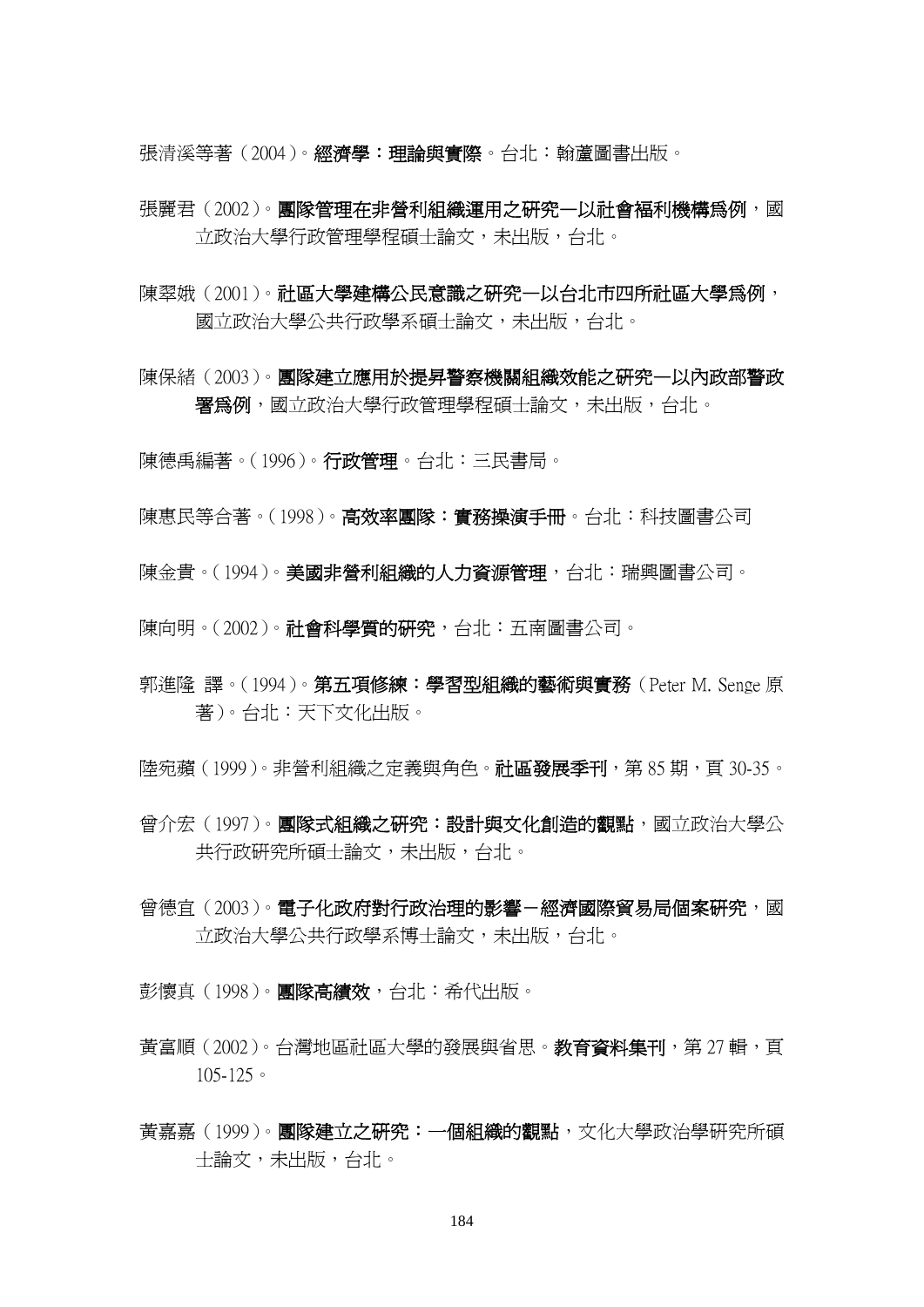張清溪等著（2004）。**經濟學：理論與實際**。台北：翰蘆圖書出版。

張麗君（2002）。**團隊管理在非營利組織運用之研究—以社會福利機構爲例**，國立政治大學行政管理學程碩士論文，未出版，台北。

陳翠娥（2001）。**社區大學建構公民意識之研究—以台北市四所社區大學爲例**，國立政治大學公共行政學系碩士論文，未出版，台北。

陳保緒（2003）。**團隊建立應用於提昇警察機關組織效能之研究—以內政部警政署爲例**，國立政治大學行政管理學程碩士論文，未出版，台北。

陳德禹編著。(1996)。**行政管理**。台北：三民書局。

陳惠民等合著。(1998)。**高效率團隊：實務操演手冊**。台北：科技圖書公司

陳金貴。(1994)。**美國非營利組織的人力資源管理**，台北：瑞興圖書公司。

陳向明。(2002)。**社會科學質的研究**，台北：五南圖書公司。

郭進隆 譯。(1994)。**第五項修練：學習型組織的藝術與實務**（Peter M. Senge 原著）。台北：天下文化出版。

陸宛蘋（1999）。非營利組織之定義與角色。**社區發展季刊**，第 85 期，頁 30-35。

曾介宏（1997）。**團隊式組織之研究：設計與文化創造的觀點**，國立政治大學公共行政研究所碩士論文，未出版，台北。

曾德宜（2003）。**電子化政府對行政治理的影響－經濟國際貿易局個案研究**，國立政治大學公共行政學系博士論文，未出版，台北。

彭懷真（1998）。**團隊高績效**，台北：希代出版。

黃富順（2002）。台灣地區社區大學的發展與省思。**教育資料集刊**，第 27 輯，頁 105-125。

黃嘉嘉（1999）。**團隊建立之研究：一個組織的觀點**，文化大學政治學研究所碩士論文，未出版，台北。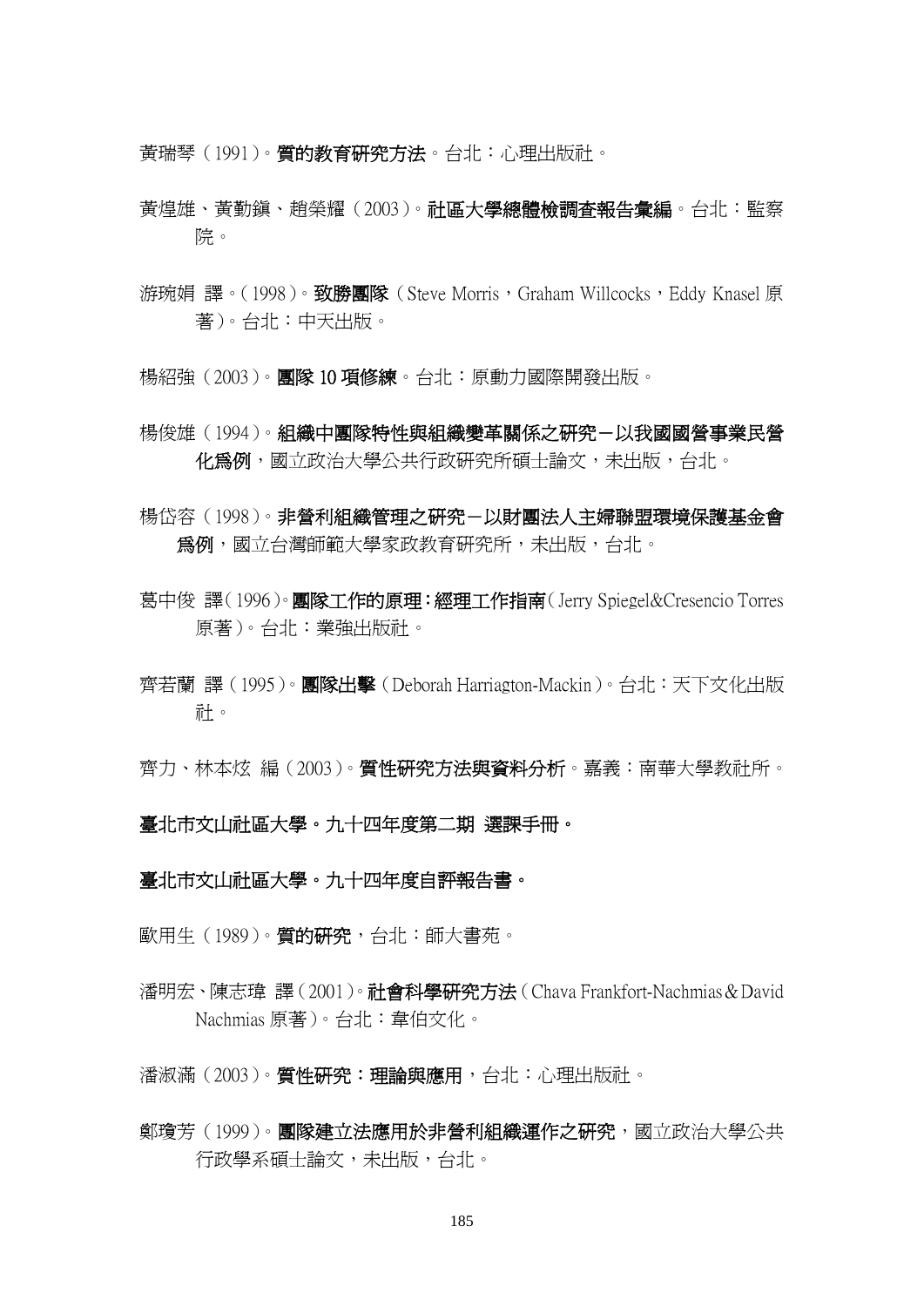黃瑞琴（1991）。**質的教育研究方法**。台北：心理出版社。

黃煌雄、黃勤鎮、趙榮耀（2003）。**社區大學總體檢調查報告彙編**。台北：監察院。

游琬娟 譯。（1998）。**致勝團隊**（Steve Morris，Graham Willcocks，Eddy Knasel 原著）。台北：中天出版。

楊紹強（2003）。**團隊 10 項修練**。台北：原動力國際開發出版。

楊俊雄（1994）。**組織中團隊特性與組織變革關係之研究－以我國國營事業民營化爲例**，國立政治大學公共行政研究所碩士論文，未出版，台北。

楊岱容（1998）。**非營利組織管理之研究－以財團法人主婦聯盟環境保護基金會爲例**，國立台灣師範大學家政教育研究所，未出版，台北。

葛中俊 譯（1996）。**團隊工作的原理：經理工作指南**（Jerry Spiegel&Cresencio Torres 原著）。台北：業強出版社。

齊若蘭 譯（1995）。**團隊出擊**（Deborah Harriagton-Mackin）。台北：天下文化出版社。

齊力、林本炫 編（2003）。**質性研究方法與資料分析**。嘉義：南華大學教社所。

**臺北市文山社區大學。九十四年度第二期 選課手冊。**

**臺北市文山社區大學。九十四年度自評報告書。**

歐用生（1989）。**質的研究**，台北：師大書苑。

潘明宏、陳志瑋 譯（2001）。**社會科學研究方法**（Chava Frankfort-Nachmias＆David Nachmias 原著）。台北：韋伯文化。

潘淑滿（2003）。**質性研究：理論與應用**，台北：心理出版社。

鄭瓊芳（1999）。**團隊建立法應用於非營利組織運作之研究**，國立政治大學公共行政學系碩士論文，未出版，台北。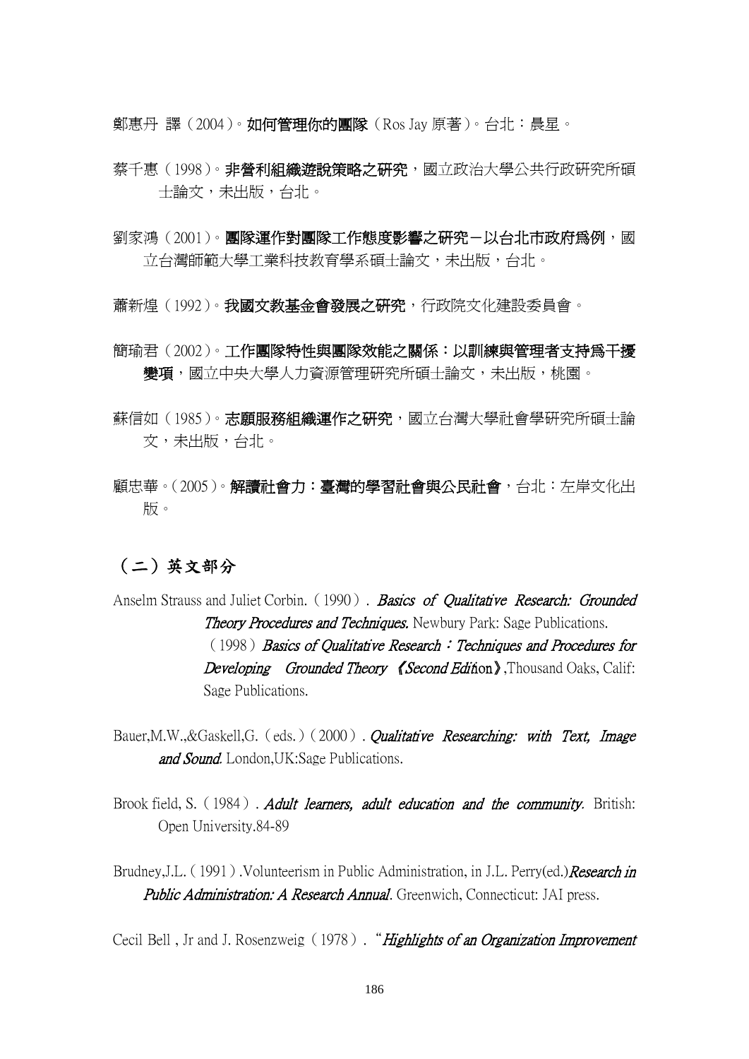鄭惠丹 譯（2004）。**如何管理你的團隊**（Ros Jay 原著）。台北：晨星。

蔡千惠（1998）。**非營利組織遊說策略之研究**，國立政治大學公共行政研究所碩士論文，未出版，台北。

劉家鴻（2001）。**團隊運作對團隊工作態度影響之研究－以台北市政府為例**，國立台灣師範大學工業科技教育學系碩士論文，未出版，台北。

蕭新煌（1992）。**我國文教基金會發展之研究**，行政院文化建設委員會。

簡瑜君（2002）。**工作團隊特性與團隊效能之關係：以訓練與管理者支持為干擾變項**，國立中央大學人力資源管理研究所碩士論文，未出版，桃園。

蘇信如（1985）。**志願服務組織運作之研究**，國立台灣大學社會學研究所碩士論文，未出版，台北。

顧忠華。(2005)。**解讀社會力：臺灣的學習社會與公民社會**，台北：左岸文化出版。

## （二）英文部分

Anselm Strauss and Juliet Corbin.（1990）. *Basics of Qualitative Research: Grounded Theory Procedures and Techniques.* Newbury Park: Sage Publications.
（1998）*Basics of Qualitative Research：Techniques and Procedures for Developing Grounded Theory 《Second Edition》*,Thousand Oaks, Calif: Sage Publications.

Bauer,M.W.,&Gaskell,G.（eds.)（2000）. *Qualitative Researching: with Text, Image and Sound.* London,UK:Sage Publications.

Brook field, S.（1984）. *Adult learners, adult education and the community.* British: Open University.84-89

Brudney,J.L.（1991）.Volunteerism in Public Administration, in J.L. Perry(ed.)*Research in Public Administration: A Research Annual*. Greenwich, Connecticut: JAI press.

Cecil Bell , Jr and J. Rosenzweig（1978）. "*Highlights of an Organization Improvement*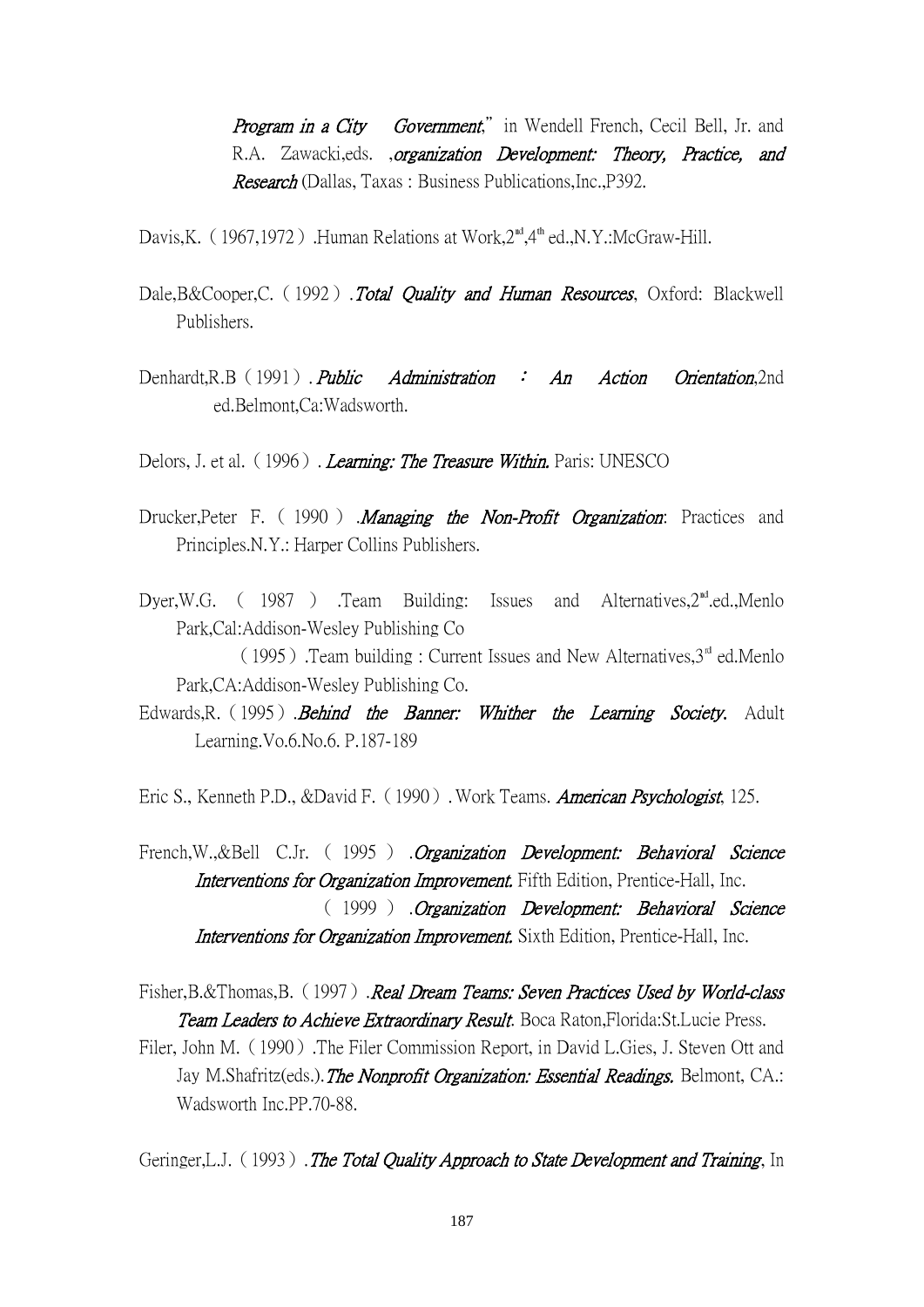*Program in a City Government*," in Wendell French, Cecil Bell, Jr. and R.A. Zawacki,eds. ,*organization Development: Theory, Practice, and Research* (Dallas, Taxas : Business Publications,Inc.,P392.

Davis,K.（1967,1972）.Human Relations at Work,2nd,4th ed.,N.Y.:McGraw-Hill.

Dale,B&Cooper,C.（1992）.*Total Quality and Human Resources*, Oxford: Blackwell Publishers.

Denhardt,R.B（1991）.*Public Administration ： An Action Orientation*,2nd ed.Belmont,Ca:Wadsworth.

Delors, J. et al.（1996）. *Learning: The Treasure Within.* Paris: UNESCO

Drucker,Peter F.（1990）.*Managing the Non-Profit Organization*: Practices and Principles.N.Y.: Harper Collins Publishers.

Dyer,W.G.（1987）.Team Building: Issues and Alternatives,2nd.ed.,Menlo Park,Cal:Addison-Wesley Publishing Co

（1995）.Team building : Current Issues and New Alternatives,3rd ed.Menlo Park,CA:Addison-Wesley Publishing Co.

Edwards,R.（1995）.*Behind the Banner: Whither the Learning Society.* Adult Learning.Vo.6.No.6. P.187-189

Eric S., Kenneth P.D., &David F.（1990）. Work Teams. *American Psychologist*, 125.

French,W.,&Bell C.Jr.（1995）.*Organization Development: Behavioral Science Interventions for Organization Improvement.* Fifth Edition, Prentice-Hall, Inc.

（1999）.*Organization Development: Behavioral Science Interventions for Organization Improvement.* Sixth Edition, Prentice-Hall, Inc.

Fisher,B.&Thomas,B.（1997）.*Real Dream Teams: Seven Practices Used by World-class Team Leaders to Achieve Extraordinary Result.* Boca Raton,Florida:St.Lucie Press.

Filer, John M.（1990）.The Filer Commission Report, in David L.Gies, J. Steven Ott and Jay M.Shafritz(eds.).*The Nonprofit Organization: Essential Readings.* Belmont, CA.: Wadsworth Inc.PP.70-88.

Geringer,L.J.（1993）.*The Total Quality Approach to State Development and Training*, In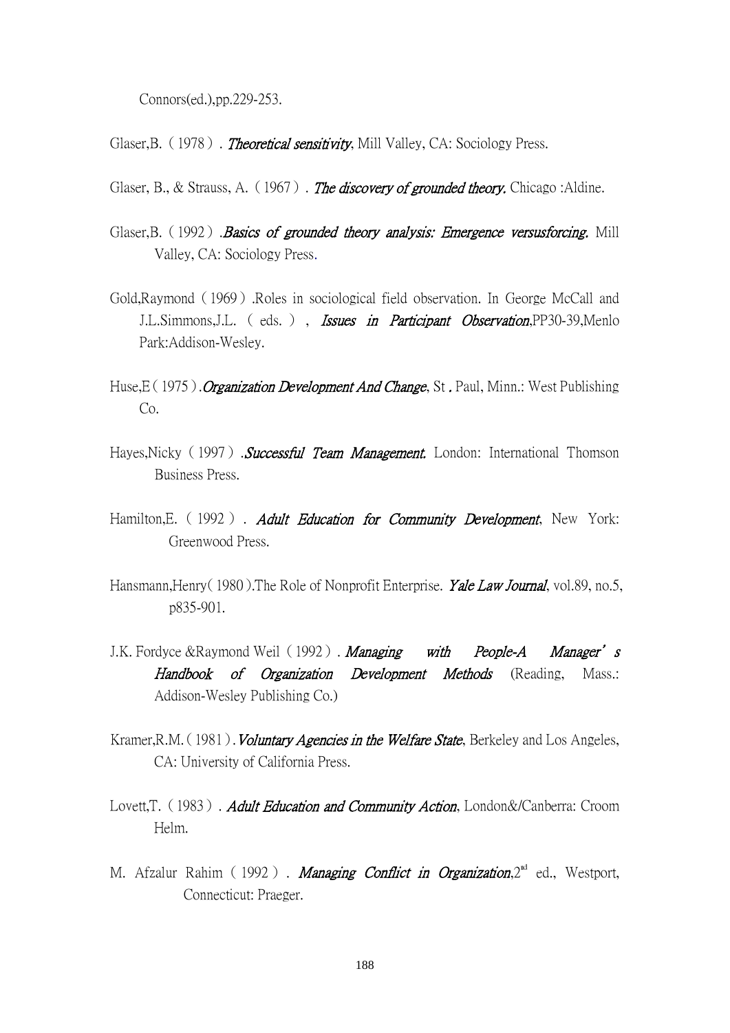Connors(ed.),pp.229-253.

Glaser,B.（1978）. *Theoretical sensitivity*, Mill Valley, CA: Sociology Press.

Glaser, B., & Strauss, A.（1967）. *The discovery of grounded theory.* Chicago :Aldine.

Glaser,B.（1992）.*Basics of grounded theory analysis: Emergence versusforcing.* Mill Valley, CA: Sociology Press.

Gold,Raymond（1969）.Roles in sociological field observation. In George McCall and J.L.Simmons,J.L.（eds.）, *Issues in Participant Observation*,PP30-39,Menlo Park:Addison-Wesley.

Huse,E（1975）.*Organization Development And Change*, St . Paul, Minn.: West Publishing Co.

Hayes,Nicky（1997）.*Successful Team Management.* London: International Thomson Business Press.

Hamilton,E.（1992）. *Adult Education for Community Development*, New York: Greenwood Press.

Hansmann,Henry（1980）.The Role of Nonprofit Enterprise. *Yale Law Journal*, vol.89, no.5, p835-901.

J.K. Fordyce &Raymond Weil（1992）. *Managing with People-A Manager's Handbook of Organization Development Methods* (Reading, Mass.: Addison-Wesley Publishing Co.)

Kramer,R.M.（1981）. *Voluntary Agencies in the Welfare State*, Berkeley and Los Angeles, CA: University of California Press.

Lovett,T.（1983）. *Adult Education and Community Action*, London&/Canberra: Croom Helm.

M. Afzalur Rahim（1992）. *Managing Conflict in Organization*,2nd ed., Westport, Connecticut: Praeger.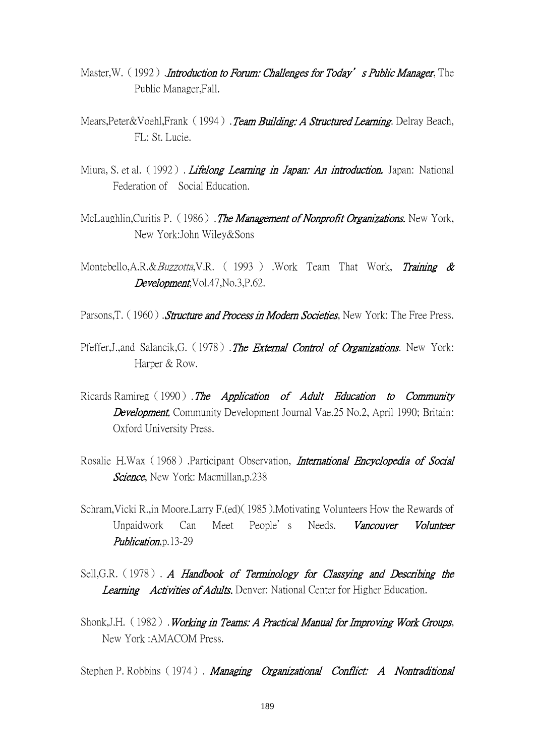Master,W.（1992）.*Introduction to Forum: Challenges for Today’s Public Manager*, The Public Manager,Fall.

Mears,Peter&Voehl,Frank（1994）.*Team Building: A Structured Learning*. Delray Beach, FL: St. Lucie.

Miura, S. et al.（1992）. *Lifelong Learning in Japan: An introduction.* Japan: National Federation of Social Education.

McLaughlin,Curitis P.（1986）.*The Management of Nonprofit Organizations.* New York, New York:John Wiley&Sons

Montebello,A.R.&*Buzzotta*,V.R.（1993）.Work Team That Work, *Training & Development*,Vol.47,No.3,P.62.

Parsons,T.（1960）.*Structure and Process in Modern Societies*, New York: The Free Press.

Pfeffer,J.,and Salancik,G.（1978）.*The External Control of Organizations*. New York: Harper & Row.

Ricards Ramireg（1990）.*The Application of Adult Education to Community Development*, Community Development Journal Vae.25 No.2, April 1990; Britain: Oxford University Press.

Rosalie H.Wax（1968）.Participant Observation, *International Encyclopedia of Social Science*, New York: Macmillan,p.238

Schram,Vicki R.,in Moore.Larry F.(ed)( 1985 ).Motivating Volunteers How the Rewards of Unpaidwork Can Meet People’s Needs. *Vancouver Volunteer Publication*,p.13-29

Sell,G.R.（1978）. *A Handbook of Terminology for Classying and Describing the Learning Activities of Adults.* Denver: National Center for Higher Education.

Shonk,J.H.（1982）.*Working in Teams: A Practical Manual for Improving Work Groups*, New York :AMACOM Press.

Stephen P. Robbins（1974）. *Managing Organizational Conflict: A Nontraditional*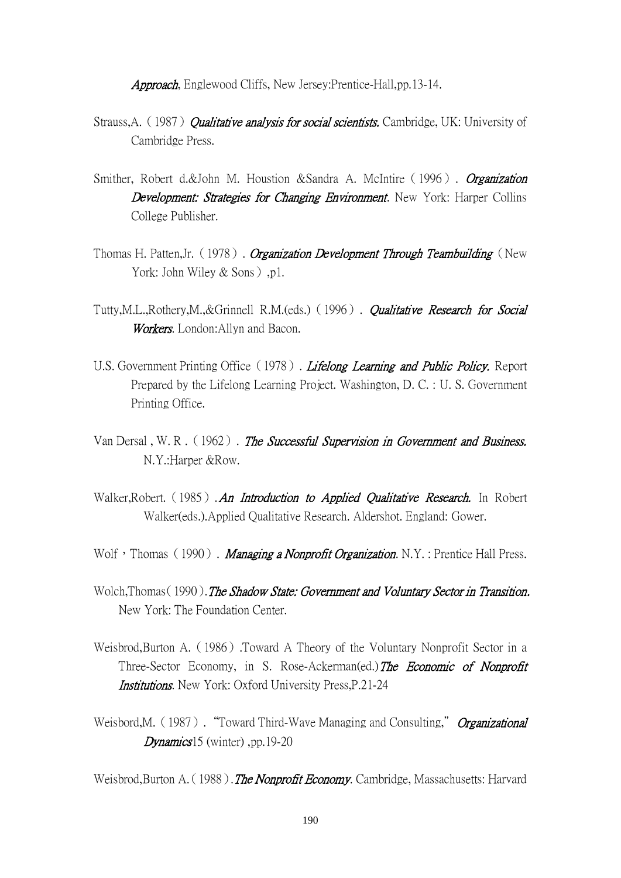*Approach*, Englewood Cliffs, New Jersey:Prentice-Hall,pp.13-14.

Strauss,A.（1987）*Qualitative analysis for social scientists.* Cambridge, UK: University of Cambridge Press.

Smither, Robert d.&John M. Houstion &Sandra A. McIntire（1996）. *Organization Development: Strategies for Changing Environment*. New York: Harper Collins College Publisher.

Thomas H. Patten,Jr.（1978）. *Organization Development Through Teambuilding*（New York: John Wiley & Sons）,p1.

Tutty,M.L.,Rothery,M.,&Grinnell R.M.(eds.)（1996）. *Qualitative Research for Social Workers*. London:Allyn and Bacon.

U.S. Government Printing Office（1978）. *Lifelong Learning and Public Policy.* Report Prepared by the Lifelong Learning Project. Washington, D. C. : U. S. Government Printing Office.

Van Dersal , W. R .（1962）. *The Successful Supervision in Government and Business.* N.Y.:Harper &Row.

Walker,Robert.（1985）.*An Introduction to Applied Qualitative Research.* In Robert Walker(eds.).Applied Qualitative Research. Aldershot. England: Gower.

Wolf，Thomas（1990）. *Managing a Nonprofit Organization*. N.Y. : Prentice Hall Press.

Wolch,Thomas(1990).*The Shadow State: Government and Voluntary Sector in Transition.* New York: The Foundation Center.

Weisbrod,Burton A.（1986）.Toward A Theory of the Voluntary Nonprofit Sector in a Three-Sector Economy, in S. Rose-Ackerman(ed.)*The Economic of Nonprofit Institutions*. New York: Oxford University Press,P.21-24

Weisbord,M.（1987）. "Toward Third-Wave Managing and Consulting," *Organizational Dynamics*15 (winter) ,pp.19-20

Weisbrod,Burton A.(1988).*The Nonprofit Economy*. Cambridge, Massachusetts: Harvard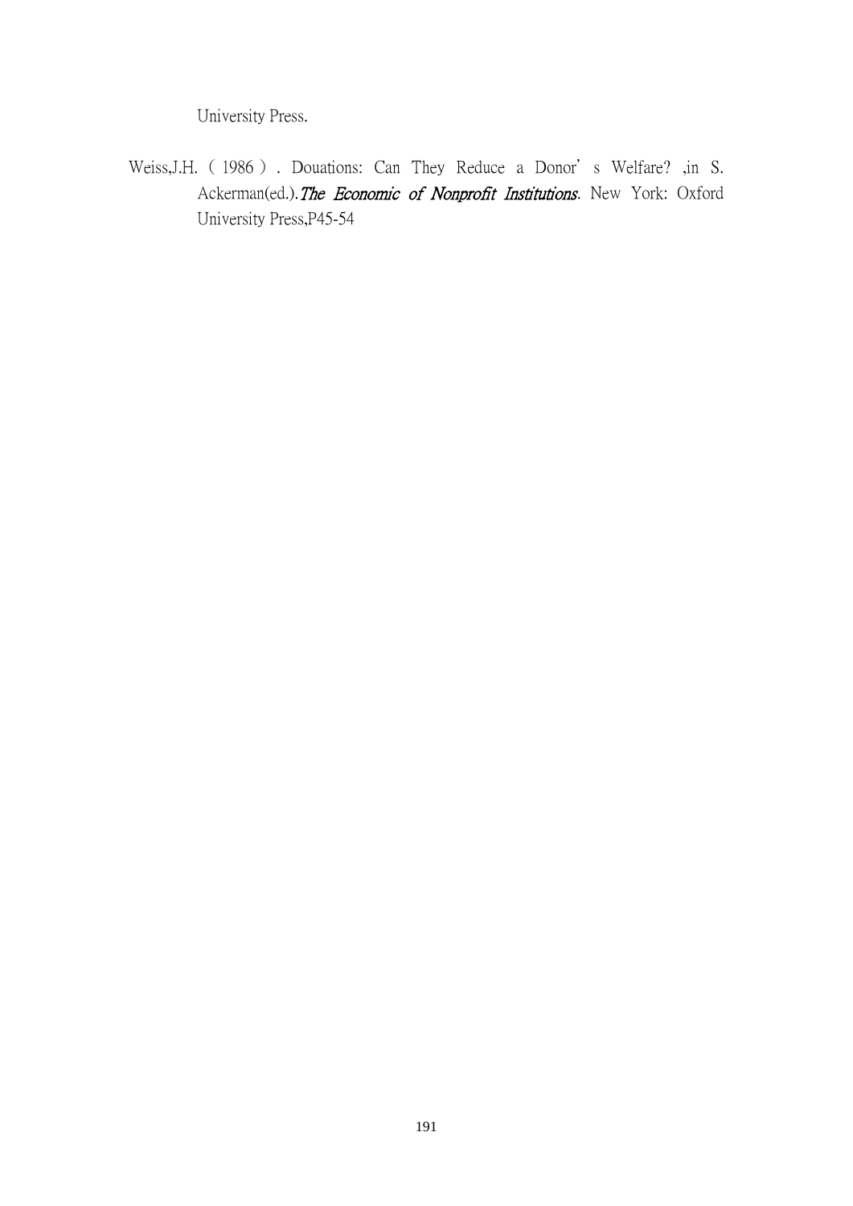University Press.

Weiss,J.H.（1986）. Douations: Can They Reduce a Donor’s Welfare? ,in S. Ackerman(ed.).*The Economic of Nonprofit Institutions*. New York: Oxford University Press,P45-54